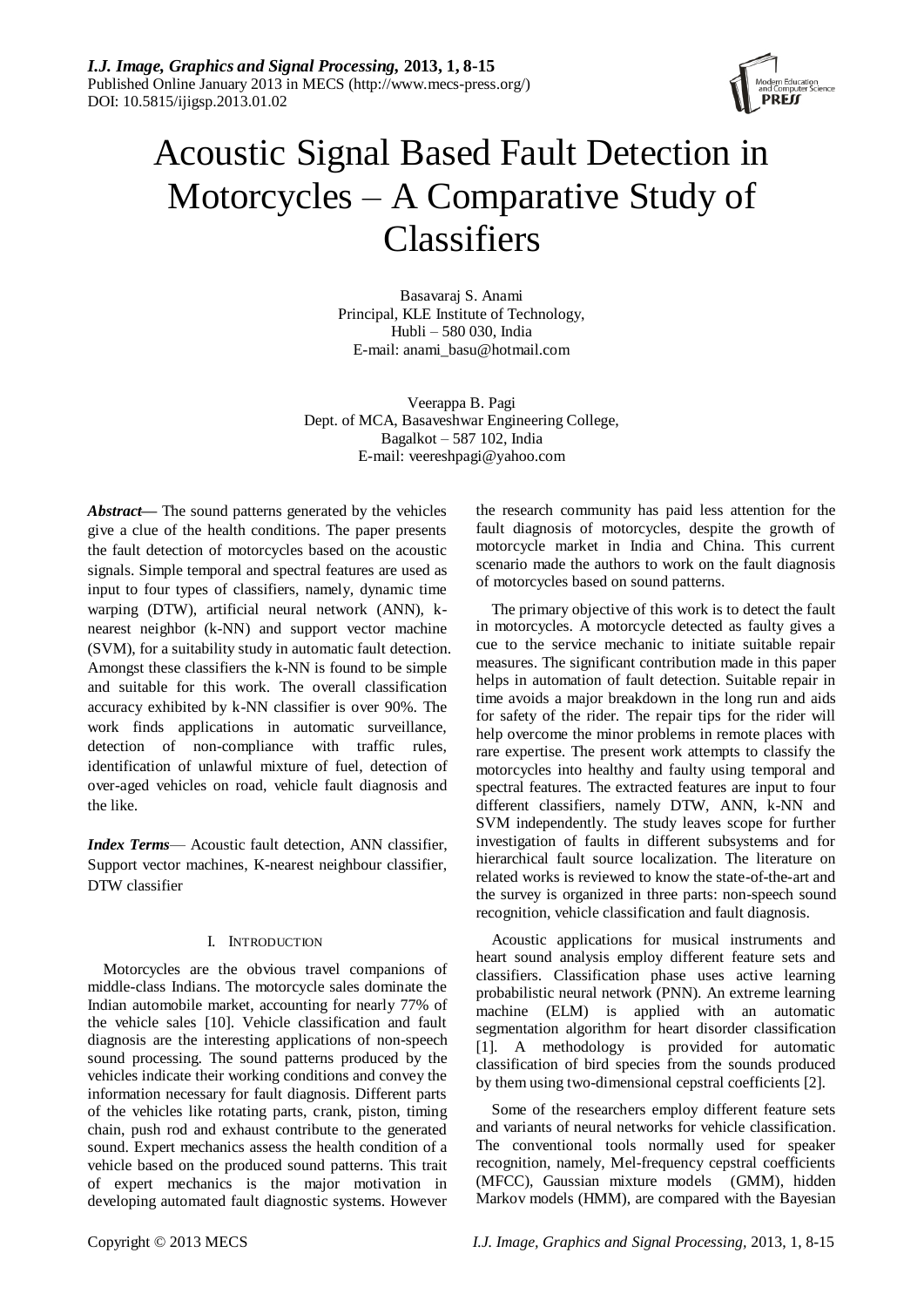# Acoustic Signal Based Fault Detection in Motorcycles – A Comparative Study of Classifiers

Basavaraj S. Anami
Principal, KLE Institute of Technology,
Hubli – 580 030, India
E-mail: anami_basu@hotmail.com

Veerappa B. Pagi
Dept. of MCA, Basaveshwar Engineering College,
Bagalkot – 587 102, India
E-mail: veereshpagi@yahoo.com

***Abstract*****—** The sound patterns generated by the vehicles give a clue of the health conditions. The paper presents the fault detection of motorcycles based on the acoustic signals. Simple temporal and spectral features are used as input to four types of classifiers, namely, dynamic time warping (DTW), artificial neural network (ANN), k-nearest neighbor (k-NN) and support vector machine (SVM), for a suitability study in automatic fault detection. Amongst these classifiers the k-NN is found to be simple and suitable for this work. The overall classification accuracy exhibited by k-NN classifier is over 90%. The work finds applications in automatic surveillance, detection of non-compliance with traffic rules, identification of unlawful mixture of fuel, detection of over-aged vehicles on road, vehicle fault diagnosis and the like.

***Index Terms*****—** Acoustic fault detection, ANN classifier, Support vector machines, K-nearest neighbour classifier, DTW classifier

## I. INTRODUCTION

Motorcycles are the obvious travel companions of middle-class Indians. The motorcycle sales dominate the Indian automobile market, accounting for nearly 77% of the vehicle sales [10]. Vehicle classification and fault diagnosis are the interesting applications of non-speech sound processing. The sound patterns produced by the vehicles indicate their working conditions and convey the information necessary for fault diagnosis. Different parts of the vehicles like rotating parts, crank, piston, timing chain, push rod and exhaust contribute to the generated sound. Expert mechanics assess the health condition of a vehicle based on the produced sound patterns. This trait of expert mechanics is the major motivation in developing automated fault diagnostic systems. However the research community has paid less attention for the fault diagnosis of motorcycles, despite the growth of motorcycle market in India and China. This current scenario made the authors to work on the fault diagnosis of motorcycles based on sound patterns.

The primary objective of this work is to detect the fault in motorcycles. A motorcycle detected as faulty gives a cue to the service mechanic to initiate suitable repair measures. The significant contribution made in this paper helps in automation of fault detection. Suitable repair in time avoids a major breakdown in the long run and aids for safety of the rider. The repair tips for the rider will help overcome the minor problems in remote places with rare expertise. The present work attempts to classify the motorcycles into healthy and faulty using temporal and spectral features. The extracted features are input to four different classifiers, namely DTW, ANN, k-NN and SVM independently. The study leaves scope for further investigation of faults in different subsystems and for hierarchical fault source localization. The literature on related works is reviewed to know the state-of-the-art and the survey is organized in three parts: non-speech sound recognition, vehicle classification and fault diagnosis.

Acoustic applications for musical instruments and heart sound analysis employ different feature sets and classifiers. Classification phase uses active learning probabilistic neural network (PNN). An extreme learning machine (ELM) is applied with an automatic segmentation algorithm for heart disorder classification [1]. A methodology is provided for automatic classification of bird species from the sounds produced by them using two-dimensional cepstral coefficients [2].

Some of the researchers employ different feature sets and variants of neural networks for vehicle classification. The conventional tools normally used for speaker recognition, namely, Mel-frequency cepstral coefficients (MFCC), Gaussian mixture models (GMM), hidden Markov models (HMM), are compared with the Bayesian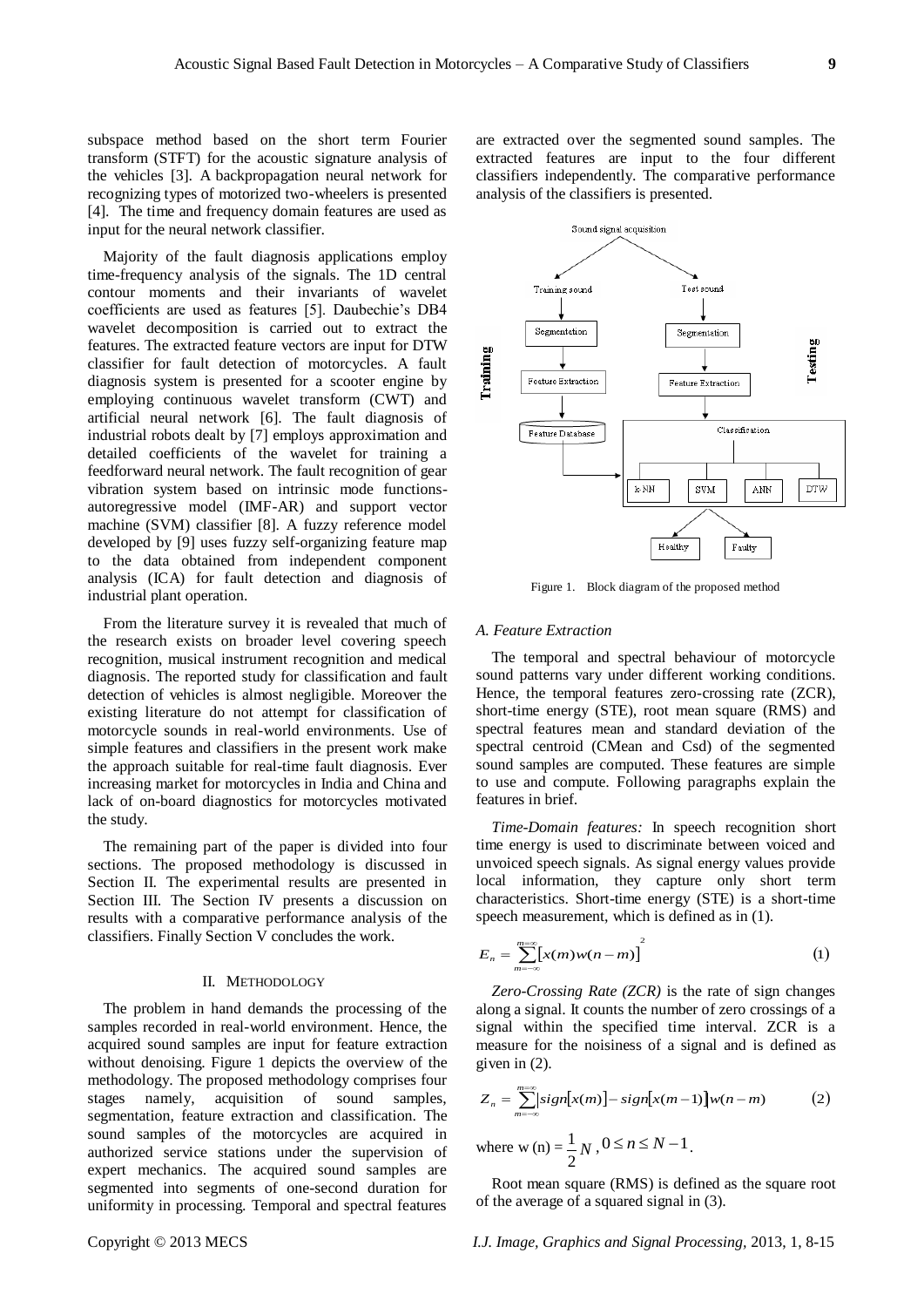subspace method based on the short term Fourier transform (STFT) for the acoustic signature analysis of the vehicles [3]. A backpropagation neural network for recognizing types of motorized two-wheelers is presented [4]. The time and frequency domain features are used as input for the neural network classifier.

Majority of the fault diagnosis applications employ time-frequency analysis of the signals. The 1D central contour moments and their invariants of wavelet coefficients are used as features [5]. Daubechie's DB4 wavelet decomposition is carried out to extract the features. The extracted feature vectors are input for DTW classifier for fault detection of motorcycles. A fault diagnosis system is presented for a scooter engine by employing continuous wavelet transform (CWT) and artificial neural network [6]. The fault diagnosis of industrial robots dealt by [7] employs approximation and detailed coefficients of the wavelet for training a feedforward neural network. The fault recognition of gear vibration system based on intrinsic mode functions-autoregressive model (IMF-AR) and support vector machine (SVM) classifier [8]. A fuzzy reference model developed by [9] uses fuzzy self-organizing feature map to the data obtained from independent component analysis (ICA) for fault detection and diagnosis of industrial plant operation.

From the literature survey it is revealed that much of the research exists on broader level covering speech recognition, musical instrument recognition and medical diagnosis. The reported study for classification and fault detection of vehicles is almost negligible. Moreover the existing literature do not attempt for classification of motorcycle sounds in real-world environments. Use of simple features and classifiers in the present work make the approach suitable for real-time fault diagnosis. Ever increasing market for motorcycles in India and China and lack of on-board diagnostics for motorcycles motivated the study.

The remaining part of the paper is divided into four sections. The proposed methodology is discussed in Section II. The experimental results are presented in Section III. The Section IV presents a discussion on results with a comparative performance analysis of the classifiers. Finally Section V concludes the work.

## II. METHODOLOGY

The problem in hand demands the processing of the samples recorded in real-world environment. Hence, the acquired sound samples are input for feature extraction without denoising. Figure 1 depicts the overview of the methodology. The proposed methodology comprises four stages namely, acquisition of sound samples, segmentation, feature extraction and classification. The sound samples of the motorcycles are acquired in authorized service stations under the supervision of expert mechanics. The acquired sound samples are segmented into segments of one-second duration for uniformity in processing. Temporal and spectral features are extracted over the segmented sound samples. The extracted features are input to the four different classifiers independently. The comparative performance analysis of the classifiers is presented.

Sound signal acquisition → Training sound / Test sound → Segmentation → Feature Extraction → Feature Database (Training) → Classification (Testing): k-NN, SVM, ANN, DTW → Healthy / Faulty

Figure 1. Block diagram of the proposed method

### A. Feature Extraction

The temporal and spectral behaviour of motorcycle sound patterns vary under different working conditions. Hence, the temporal features zero-crossing rate (ZCR), short-time energy (STE), root mean square (RMS) and spectral features mean and standard deviation of the spectral centroid (CMean and Csd) of the segmented sound samples are computed. These features are simple to use and compute. Following paragraphs explain the features in brief.

*Time-Domain features:* In speech recognition short time energy is used to discriminate between voiced and unvoiced speech signals. As signal energy values provide local information, they capture only short term characteristics. Short-time energy (STE) is a short-time speech measurement, which is defined as in (1).

$$E_n = \sum_{m=-\infty}^{m=\infty} \left[x(m)w(n-m)\right]^2 \tag{1}$$

*Zero-Crossing Rate (ZCR)* is the rate of sign changes along a signal. It counts the number of zero crossings of a signal within the specified time interval. ZCR is a measure for the noisiness of a signal and is defined as given in (2).

$$Z_n = \sum_{m=-\infty}^{m=\infty} \left|sign[x(m)] - sign[x(m-1)]\right| w(n-m) \tag{2}$$

where $w(n) = \frac{1}{2}N$, $0 \le n \le N-1$.

Root mean square (RMS) is defined as the square root of the average of a squared signal in (3).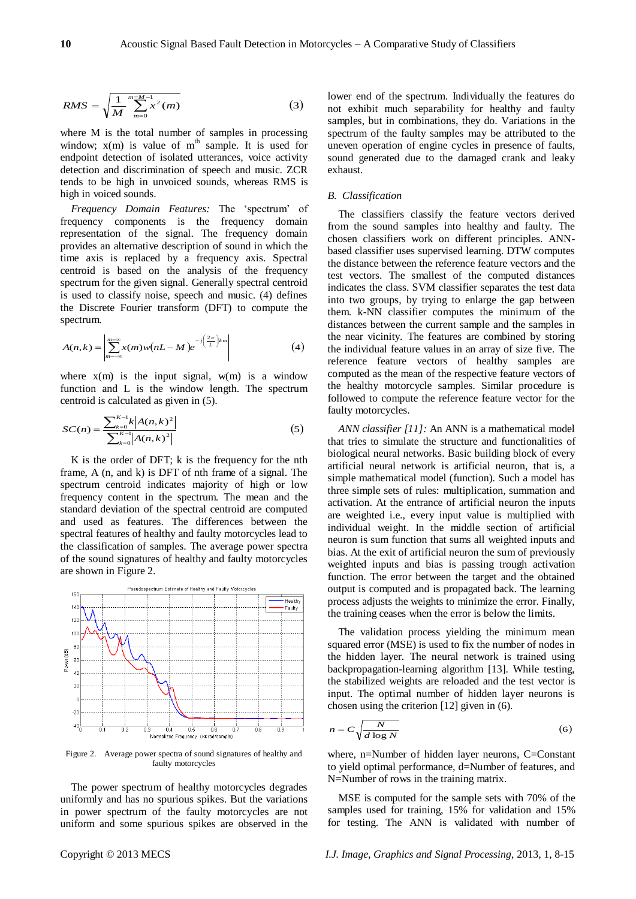$$RMS = \sqrt{\frac{1}{M}\sum_{m=0}^{m=M-1} x^2(m)} \tag{3}$$

where M is the total number of samples in processing window; x(m) is value of $m^{th}$ sample. It is used for endpoint detection of isolated utterances, voice activity detection and discrimination of speech and music. ZCR tends to be high in unvoiced sounds, whereas RMS is high in voiced sounds.

*Frequency Domain Features:* The 'spectrum' of frequency components is the frequency domain representation of the signal. The frequency domain provides an alternative description of sound in which the time axis is replaced by a frequency axis. Spectral centroid is based on the analysis of the frequency spectrum for the given signal. Generally spectral centroid is used to classify noise, speech and music. (4) defines the Discrete Fourier transform (DFT) to compute the spectrum.

$$A(n,k) = \left| \sum_{m=-\infty}^{m=\infty} x(m) w(nL - M) e^{-j\left(\frac{2\pi}{L}\right)km} \right| \tag{4}$$

where x(m) is the input signal, w(m) is a window function and L is the window length. The spectrum centroid is calculated as given in (5).

$$SC(n) = \frac{\sum_{k=0}^{K-1} k\left|A(n,k)^2\right|}{\sum_{k=0}^{K-1}\left|A(n,k)^2\right|} \tag{5}$$

K is the order of DFT; k is the frequency for the nth frame, A (n, and k) is DFT of nth frame of a signal. The spectrum centroid indicates majority of high or low frequency content in the spectrum. The mean and the standard deviation of the spectral centroid are computed and used as features. The differences between the spectral features of healthy and faulty motorcycles lead to the classification of samples. The average power spectra of the sound signatures of healthy and faulty motorcycles are shown in Figure 2.

Figure 2. Average power spectra of sound signatures of healthy and faulty motorcycles

The power spectrum of healthy motorcycles degrades uniformly and has no spurious spikes. But the variations in power spectrum of the faulty motorcycles are not uniform and some spurious spikes are observed in the lower end of the spectrum. Individually the features do not exhibit much separability for healthy and faulty samples, but in combinations, they do. Variations in the spectrum of the faulty samples may be attributed to the uneven operation of engine cycles in presence of faults, sound generated due to the damaged crank and leaky exhaust.

### B. Classification

The classifiers classify the feature vectors derived from the sound samples into healthy and faulty. The chosen classifiers work on different principles. ANN-based classifier uses supervised learning. DTW computes the distance between the reference feature vectors and the test vectors. The smallest of the computed distances indicates the class. SVM classifier separates the test data into two groups, by trying to enlarge the gap between them. k-NN classifier computes the minimum of the distances between the current sample and the samples in the near vicinity. The features are combined by storing the individual feature values in an array of size five. The reference feature vectors of healthy samples are computed as the mean of the respective feature vectors of the healthy motorcycle samples. Similar procedure is followed to compute the reference feature vector for the faulty motorcycles.

*ANN classifier [11]:* An ANN is a mathematical model that tries to simulate the structure and functionalities of biological neural networks. Basic building block of every artificial neural network is artificial neuron, that is, a simple mathematical model (function). Such a model has three simple sets of rules: multiplication, summation and activation. At the entrance of artificial neuron the inputs are weighted i.e., every input value is multiplied with individual weight. In the middle section of artificial neuron is sum function that sums all weighted inputs and bias. At the exit of artificial neuron the sum of previously weighted inputs and bias is passing trough activation function. The error between the target and the obtained output is computed and is propagated back. The learning process adjusts the weights to minimize the error. Finally, the training ceases when the error is below the limits.

The validation process yielding the minimum mean squared error (MSE) is used to fix the number of nodes in the hidden layer. The neural network is trained using backpropagation-learning algorithm [13]. While testing, the stabilized weights are reloaded and the test vector is input. The optimal number of hidden layer neurons is chosen using the criterion [12] given in (6).

$$n = C\sqrt{\frac{N}{d \log N}} \tag{6}$$

where, n=Number of hidden layer neurons, C=Constant to yield optimal performance, d=Number of features, and N=Number of rows in the training matrix.

MSE is computed for the sample sets with 70% of the samples used for training, 15% for validation and 15% for testing. The ANN is validated with number of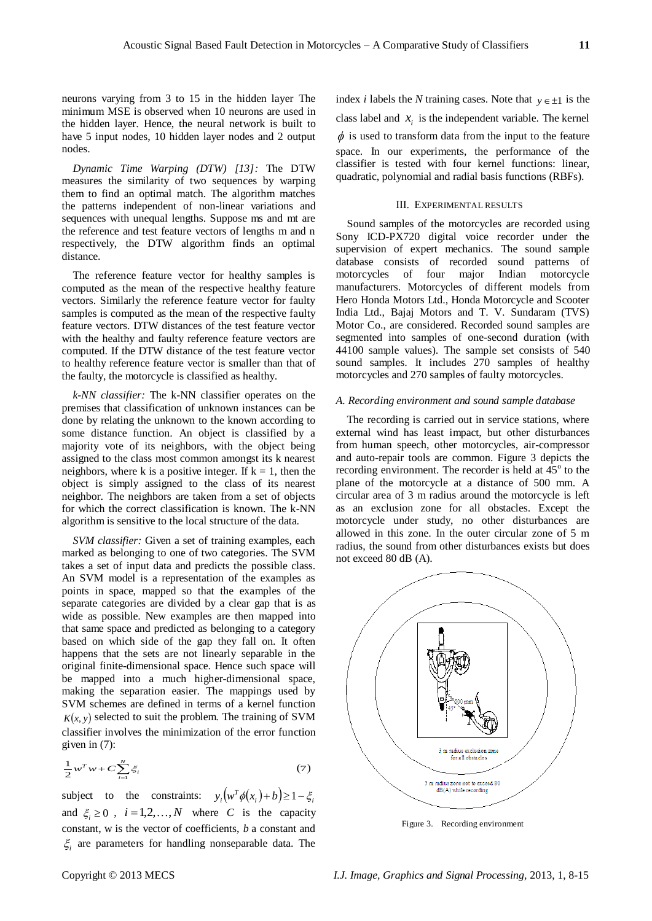neurons varying from 3 to 15 in the hidden layer The minimum MSE is observed when 10 neurons are used in the hidden layer. Hence, the neural network is built to have 5 input nodes, 10 hidden layer nodes and 2 output nodes.

*Dynamic Time Warping (DTW) [13]:* The DTW measures the similarity of two sequences by warping them to find an optimal match. The algorithm matches the patterns independent of non-linear variations and sequences with unequal lengths. Suppose ms and mt are the reference and test feature vectors of lengths m and n respectively, the DTW algorithm finds an optimal distance.

The reference feature vector for healthy samples is computed as the mean of the respective healthy feature vectors. Similarly the reference feature vector for faulty samples is computed as the mean of the respective faulty feature vectors. DTW distances of the test feature vector with the healthy and faulty reference feature vectors are computed. If the DTW distance of the test feature vector to healthy reference feature vector is smaller than that of the faulty, the motorcycle is classified as healthy.

*k-NN classifier:* The k-NN classifier operates on the premises that classification of unknown instances can be done by relating the unknown to the known according to some distance function. An object is classified by a majority vote of its neighbors, with the object being assigned to the class most common amongst its k nearest neighbors, where k is a positive integer. If k = 1, then the object is simply assigned to the class of its nearest neighbor. The neighbors are taken from a set of objects for which the correct classification is known. The k-NN algorithm is sensitive to the local structure of the data.

*SVM classifier:* Given a set of training examples, each marked as belonging to one of two categories. The SVM takes a set of input data and predicts the possible class. An SVM model is a representation of the examples as points in space, mapped so that the examples of the separate categories are divided by a clear gap that is as wide as possible. New examples are then mapped into that same space and predicted as belonging to a category based on which side of the gap they fall on. It often happens that the sets are not linearly separable in the original finite-dimensional space. Hence such space will be mapped into a much higher-dimensional space, making the separation easier. The mappings used by SVM schemes are defined in terms of a kernel function $K(x, y)$ selected to suit the problem. The training of SVM classifier involves the minimization of the error function given in (7):

$$\frac{1}{2}w^T w + C\sum_{i=1}^{N}\xi_i \tag{7}$$

subject to the constraints: $y_i\left(w^T\phi(x_i)+b\right)\geq 1-\xi_i$ and $\xi_i \geq 0$ , $i = 1,2,\ldots,N$ where $C$ is the capacity constant, w is the vector of coefficients, $b$ a constant and $\xi_i$ are parameters for handling nonseparable data. The index $i$ labels the $N$ training cases. Note that $y \in \pm 1$ is the class label and $x_i$ is the independent variable. The kernel $\phi$ is used to transform data from the input to the feature space. In our experiments, the performance of the classifier is tested with four kernel functions: linear, quadratic, polynomial and radial basis functions (RBFs).

## III. Experimental Results

Sound samples of the motorcycles are recorded using Sony ICD-PX720 digital voice recorder under the supervision of expert mechanics. The sound sample database consists of recorded sound patterns of motorcycles of four major Indian motorcycle manufacturers. Motorcycles of different models from Hero Honda Motors Ltd., Honda Motorcycle and Scooter India Ltd., Bajaj Motors and T. V. Sundaram (TVS) Motor Co., are considered. Recorded sound samples are segmented into samples of one-second duration (with 44100 sample values). The sample set consists of 540 sound samples. It includes 270 samples of healthy motorcycles and 270 samples of faulty motorcycles.

### *A. Recording environment and sound sample database*

The recording is carried out in service stations, where external wind has least impact, but other disturbances from human speech, other motorcycles, air-compressor and auto-repair tools are common. Figure 3 depicts the recording environment. The recorder is held at $45^o$ to the plane of the motorcycle at a distance of 500 mm. A circular area of 3 m radius around the motorcycle is left as an exclusion zone for all obstacles. Except the motorcycle under study, no other disturbances are allowed in this zone. In the outer circular zone of 5 m radius, the sound from other disturbances exists but does not exceed 80 dB (A).

Figure 3. Recording environment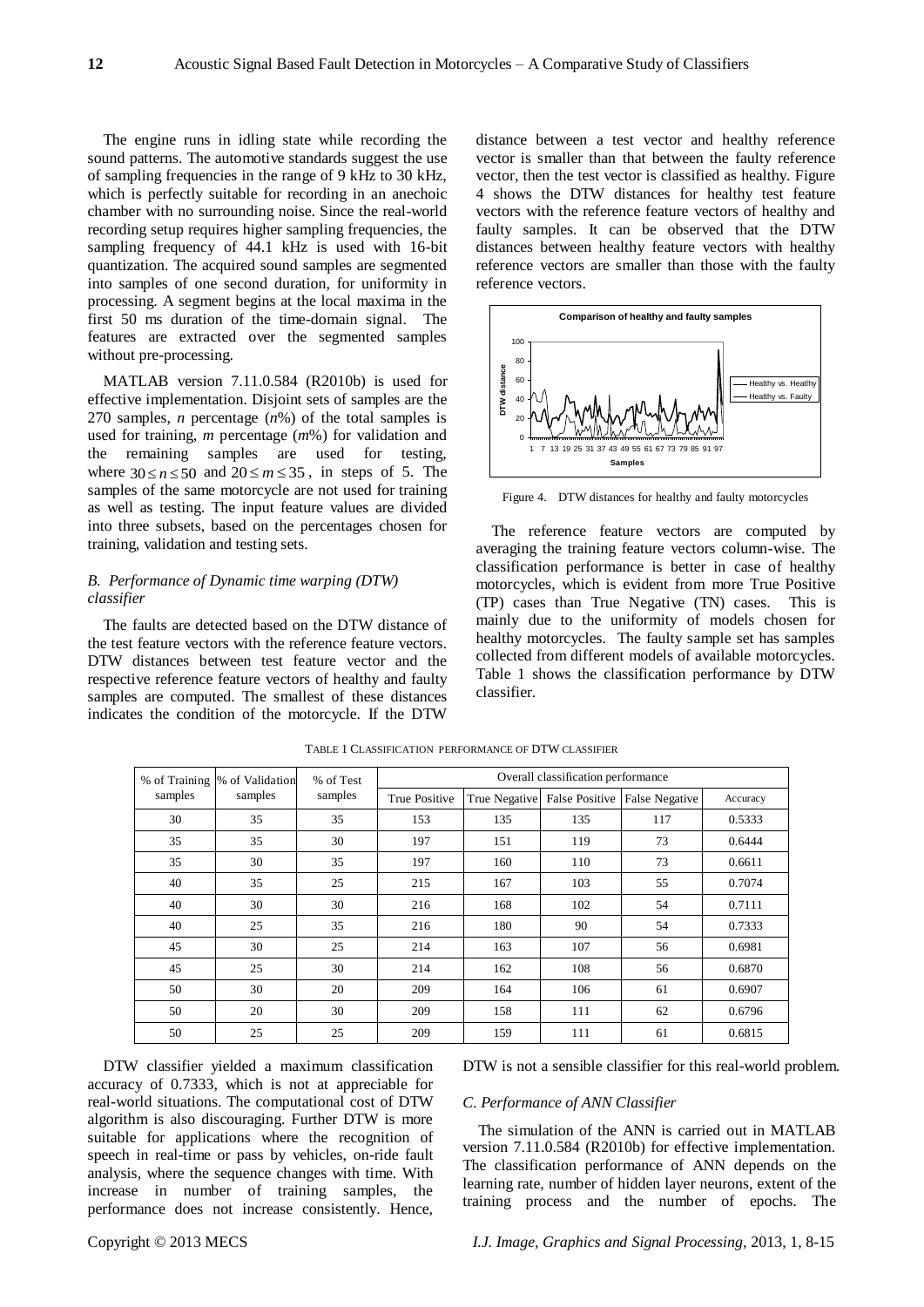The engine runs in idling state while recording the sound patterns. The automotive standards suggest the use of sampling frequencies in the range of 9 kHz to 30 kHz, which is perfectly suitable for recording in an anechoic chamber with no surrounding noise. Since the real-world recording setup requires higher sampling frequencies, the sampling frequency of 44.1 kHz is used with 16-bit quantization. The acquired sound samples are segmented into samples of one second duration, for uniformity in processing. A segment begins at the local maxima in the first 50 ms duration of the time-domain signal. The features are extracted over the segmented samples without pre-processing.

MATLAB version 7.11.0.584 (R2010b) is used for effective implementation. Disjoint sets of samples are the 270 samples, *n* percentage (*n*%) of the total samples is used for training, *m* percentage (*m*%) for validation and the remaining samples are used for testing, where $30 \leq n \leq 50$ and $20 \leq m \leq 35$, in steps of 5. The samples of the same motorcycle are not used for training as well as testing. The input feature values are divided into three subsets, based on the percentages chosen for training, validation and testing sets.

### *B. Performance of Dynamic time warping (DTW) classifier*

The faults are detected based on the DTW distance of the test feature vectors with the reference feature vectors. DTW distances between test feature vector and the respective reference feature vectors of healthy and faulty samples are computed. The smallest of these distances indicates the condition of the motorcycle. If the DTW distance between a test vector and healthy reference vector is smaller than that between the faulty reference vector, then the test vector is classified as healthy. Figure 4 shows the DTW distances for healthy test feature vectors with the reference feature vectors of healthy and faulty samples. It can be observed that the DTW distances between healthy feature vectors with healthy reference vectors are smaller than those with the faulty reference vectors.

Figure 4. DTW distances for healthy and faulty motorcycles

The reference feature vectors are computed by averaging the training feature vectors column-wise. The classification performance is better in case of healthy motorcycles, which is evident from more True Positive (TP) cases than True Negative (TN) cases. This is mainly due to the uniformity of models chosen for healthy motorcycles. The faulty sample set has samples collected from different models of available motorcycles. Table 1 shows the classification performance by DTW classifier.

TABLE 1 CLASSIFICATION PERFORMANCE OF DTW CLASSIFIER

| % of Training samples | % of Validation samples | % of Test samples | Overall classification performance | | | | |
|---|---|---|---|---|---|---|---|
| | | | True Positive | True Negative | False Positive | False Negative | Accuracy |
| 30 | 35 | 35 | 153 | 135 | 135 | 117 | 0.5333 |
| 35 | 35 | 30 | 197 | 151 | 119 | 73 | 0.6444 |
| 35 | 30 | 35 | 197 | 160 | 110 | 73 | 0.6611 |
| 40 | 35 | 25 | 215 | 167 | 103 | 55 | 0.7074 |
| 40 | 30 | 30 | 216 | 168 | 102 | 54 | 0.7111 |
| 40 | 25 | 35 | 216 | 180 | 90 | 54 | 0.7333 |
| 45 | 30 | 25 | 214 | 163 | 107 | 56 | 0.6981 |
| 45 | 25 | 30 | 214 | 162 | 108 | 56 | 0.6870 |
| 50 | 30 | 20 | 209 | 164 | 106 | 61 | 0.6907 |
| 50 | 20 | 30 | 209 | 158 | 111 | 62 | 0.6796 |
| 50 | 25 | 25 | 209 | 159 | 111 | 61 | 0.6815 |

DTW classifier yielded a maximum classification accuracy of 0.7333, which is not at appreciable for real-world situations. The computational cost of DTW algorithm is also discouraging. Further DTW is more suitable for applications where the recognition of speech in real-time or pass by vehicles, on-ride fault analysis, where the sequence changes with time. With increase in number of training samples, the performance does not increase consistently. Hence, DTW is not a sensible classifier for this real-world problem.

### *C. Performance of ANN Classifier*

The simulation of the ANN is carried out in MATLAB version 7.11.0.584 (R2010b) for effective implementation. The classification performance of ANN depends on the learning rate, number of hidden layer neurons, extent of the training process and the number of epochs. The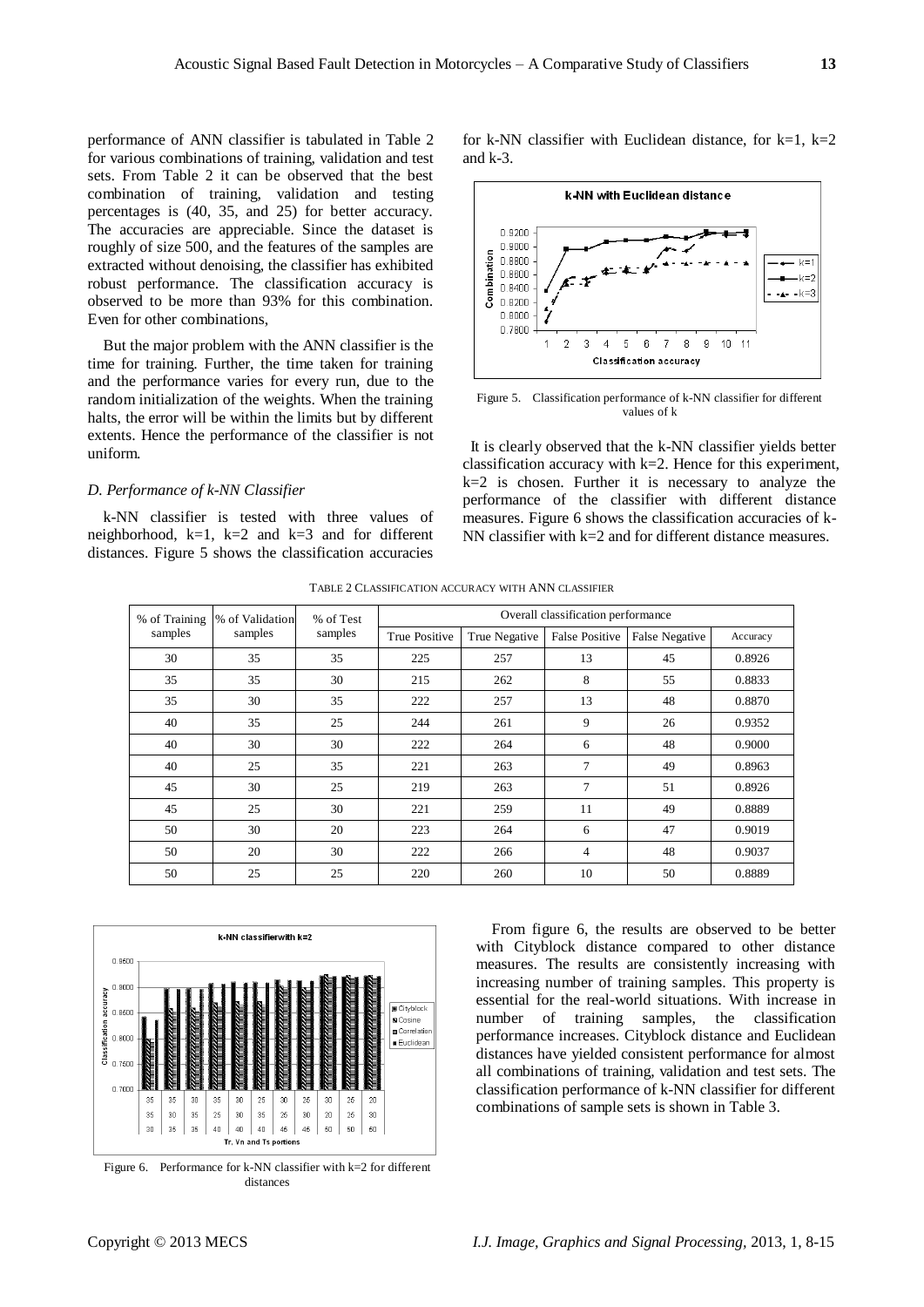performance of ANN classifier is tabulated in Table 2 for various combinations of training, validation and test sets. From Table 2 it can be observed that the best combination of training, validation and testing percentages is (40, 35, and 25) for better accuracy. The accuracies are appreciable. Since the dataset is roughly of size 500, and the features of the samples are extracted without denoising, the classifier has exhibited robust performance. The classification accuracy is observed to be more than 93% for this combination. Even for other combinations,

But the major problem with the ANN classifier is the time for training. Further, the time taken for training and the performance varies for every run, due to the random initialization of the weights. When the training halts, the error will be within the limits but by different extents. Hence the performance of the classifier is not uniform.

### *D. Performance of k-NN Classifier*

k-NN classifier is tested with three values of neighborhood, k=1, k=2 and k=3 and for different distances. Figure 5 shows the classification accuracies for k-NN classifier with Euclidean distance, for k=1, k=2 and k-3.

Figure 5. Classification performance of k-NN classifier for different values of k

It is clearly observed that the k-NN classifier yields better classification accuracy with k=2. Hence for this experiment, k=2 is chosen. Further it is necessary to analyze the performance of the classifier with different distance measures. Figure 6 shows the classification accuracies of k-NN classifier with k=2 and for different distance measures.

TABLE 2 CLASSIFICATION ACCURACY WITH ANN CLASSIFIER

| % of Training samples | % of Validation samples | % of Test samples | Overall classification performance | | | | |
|---|---|---|---|---|---|---|---|
| | | | True Positive | True Negative | False Positive | False Negative | Accuracy |
| 30 | 35 | 35 | 225 | 257 | 13 | 45 | 0.8926 |
| 35 | 35 | 30 | 215 | 262 | 8 | 55 | 0.8833 |
| 35 | 30 | 35 | 222 | 257 | 13 | 48 | 0.8870 |
| 40 | 35 | 25 | 244 | 261 | 9 | 26 | 0.9352 |
| 40 | 30 | 30 | 222 | 264 | 6 | 48 | 0.9000 |
| 40 | 25 | 35 | 221 | 263 | 7 | 49 | 0.8963 |
| 45 | 30 | 25 | 219 | 263 | 7 | 51 | 0.8926 |
| 45 | 25 | 30 | 221 | 259 | 11 | 49 | 0.8889 |
| 50 | 30 | 20 | 223 | 264 | 6 | 47 | 0.9019 |
| 50 | 20 | 30 | 222 | 266 | 4 | 48 | 0.9037 |
| 50 | 25 | 25 | 220 | 260 | 10 | 50 | 0.8889 |

Figure 6. Performance for k-NN classifier with k=2 for different distances

From figure 6, the results are observed to be better with Cityblock distance compared to other distance measures. The results are consistently increasing with increasing number of training samples. This property is essential for the real-world situations. With increase in number of training samples, the classification performance increases. Cityblock distance and Euclidean distances have yielded consistent performance for almost all combinations of training, validation and test sets. The classification performance of k-NN classifier for different combinations of sample sets is shown in Table 3.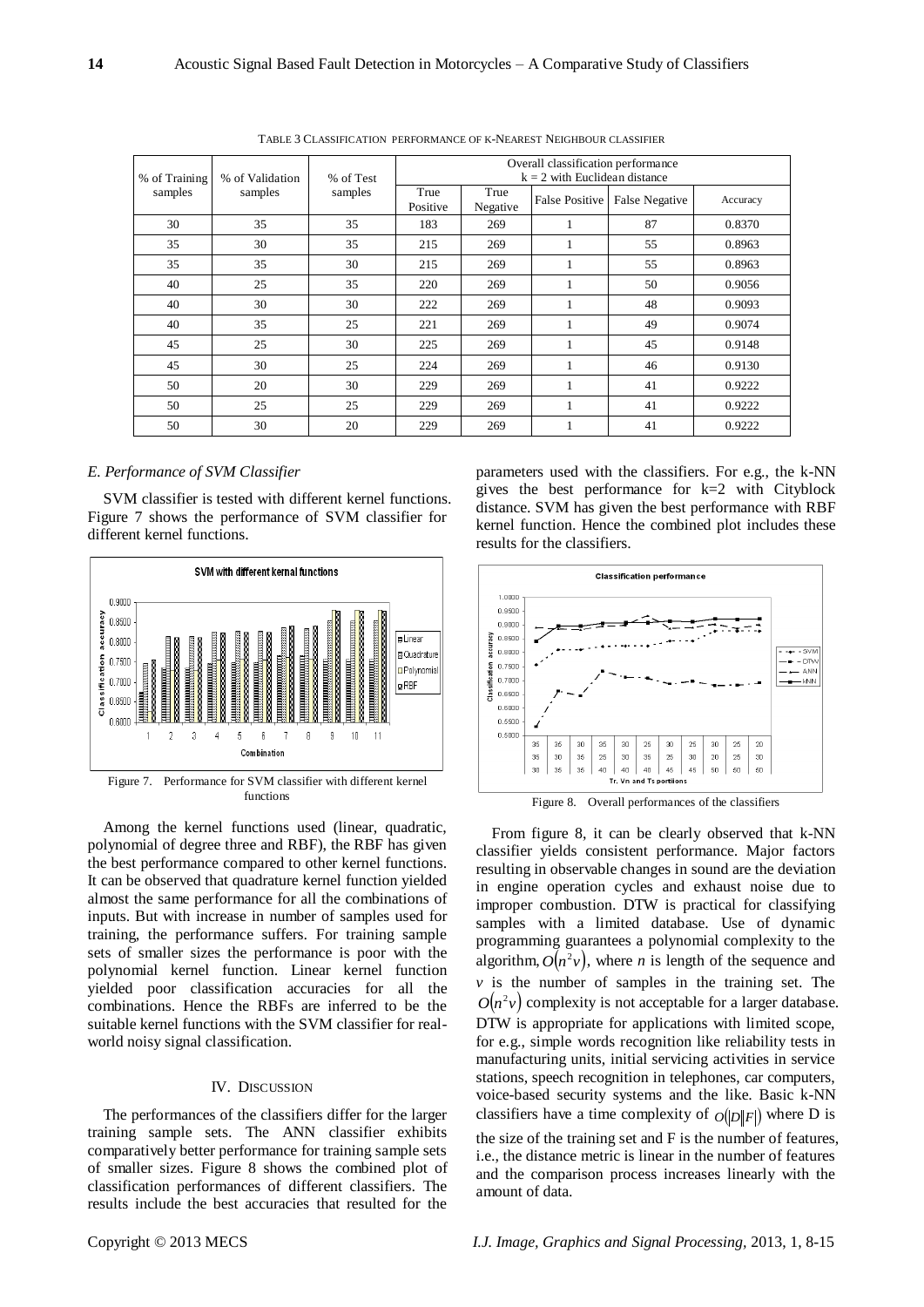TABLE 3 CLASSIFICATION PERFORMANCE OF K-NEAREST NEIGHBOUR CLASSIFIER

| % of Training samples | % of Validation samples | % of Test samples | Overall classification performance k = 2 with Euclidean distance | | | | |
|---|---|---|---|---|---|---|---|
| | | | True Positive | True Negative | False Positive | False Negative | Accuracy |
| 30 | 35 | 35 | 183 | 269 | 1 | 87 | 0.8370 |
| 35 | 30 | 35 | 215 | 269 | 1 | 55 | 0.8963 |
| 35 | 35 | 30 | 215 | 269 | 1 | 55 | 0.8963 |
| 40 | 25 | 35 | 220 | 269 | 1 | 50 | 0.9056 |
| 40 | 30 | 30 | 222 | 269 | 1 | 48 | 0.9093 |
| 40 | 35 | 25 | 221 | 269 | 1 | 49 | 0.9074 |
| 45 | 25 | 30 | 225 | 269 | 1 | 45 | 0.9148 |
| 45 | 30 | 25 | 224 | 269 | 1 | 46 | 0.9130 |
| 50 | 20 | 30 | 229 | 269 | 1 | 41 | 0.9222 |
| 50 | 25 | 25 | 229 | 269 | 1 | 41 | 0.9222 |
| 50 | 30 | 20 | 229 | 269 | 1 | 41 | 0.9222 |

### *E. Performance of SVM Classifier*

SVM classifier is tested with different kernel functions. Figure 7 shows the performance of SVM classifier for different kernel functions.

Figure 7. Performance for SVM classifier with different kernel functions

Among the kernel functions used (linear, quadratic, polynomial of degree three and RBF), the RBF has given the best performance compared to other kernel functions. It can be observed that quadrature kernel function yielded almost the same performance for all the combinations of inputs. But with increase in number of samples used for training, the performance suffers. For training sample sets of smaller sizes the performance is poor with the polynomial kernel function. Linear kernel function yielded poor classification accuracies for all the combinations. Hence the RBFs are inferred to be the suitable kernel functions with the SVM classifier for real-world noisy signal classification.

## IV. DISCUSSION

The performances of the classifiers differ for the larger training sample sets. The ANN classifier exhibits comparatively better performance for training sample sets of smaller sizes. Figure 8 shows the combined plot of classification performances of different classifiers. The results include the best accuracies that resulted for the parameters used with the classifiers. For e.g., the k-NN gives the best performance for k=2 with Cityblock distance. SVM has given the best performance with RBF kernel function. Hence the combined plot includes these results for the classifiers.

Figure 8. Overall performances of the classifiers

From figure 8, it can be clearly observed that k-NN classifier yields consistent performance. Major factors resulting in observable changes in sound are the deviation in engine operation cycles and exhaust noise due to improper combustion. DTW is practical for classifying samples with a limited database. Use of dynamic programming guarantees a polynomial complexity to the algorithm, $O(n^2v)$, where $n$ is length of the sequence and $v$ is the number of samples in the training set. The $O(n^2v)$ complexity is not acceptable for a larger database. DTW is appropriate for applications with limited scope, for e.g., simple words recognition like reliability tests in manufacturing units, initial servicing activities in service stations, speech recognition in telephones, car computers, voice-based security systems and the like. Basic k-NN classifiers have a time complexity of $O(|D||F|)$ where D is the size of the training set and F is the number of features, i.e., the distance metric is linear in the number of features and the comparison process increases linearly with the amount of data.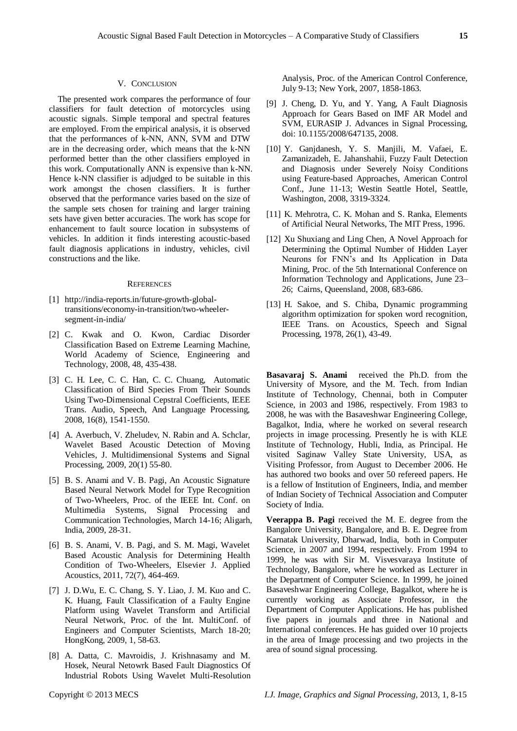## V. CONCLUSION

The presented work compares the performance of four classifiers for fault detection of motorcycles using acoustic signals. Simple temporal and spectral features are employed. From the empirical analysis, it is observed that the performances of k-NN, ANN, SVM and DTW are in the decreasing order, which means that the k-NN performed better than the other classifiers employed in this work. Computationally ANN is expensive than k-NN. Hence k-NN classifier is adjudged to be suitable in this work amongst the chosen classifiers. It is further observed that the performance varies based on the size of the sample sets chosen for training and larger training sets have given better accuracies. The work has scope for enhancement to fault source location in subsystems of vehicles. In addition it finds interesting acoustic-based fault diagnosis applications in industry, vehicles, civil constructions and the like.

## REFERENCES

[1] http://india-reports.in/future-growth-global-transitions/economy-in-transition/two-wheeler-segment-in-india/

[2] C. Kwak and O. Kwon, Cardiac Disorder Classification Based on Extreme Learning Machine, World Academy of Science, Engineering and Technology, 2008, 48, 435-438.

[3] C. H. Lee, C. C. Han, C. C. Chuang, Automatic Classification of Bird Species From Their Sounds Using Two-Dimensional Cepstral Coefficients, IEEE Trans. Audio, Speech, And Language Processing, 2008, 16(8), 1541-1550.

[4] A. Averbuch, V. Zheludev, N. Rabin and A. Schclar, Wavelet Based Acoustic Detection of Moving Vehicles, J. Multidimensional Systems and Signal Processing, 2009, 20(1) 55-80.

[5] B. S. Anami and V. B. Pagi, An Acoustic Signature Based Neural Network Model for Type Recognition of Two-Wheelers, Proc. of the IEEE Int. Conf. on Multimedia Systems, Signal Processing and Communication Technologies, March 14-16; Aligarh, India, 2009, 28-31.

[6] B. S. Anami, V. B. Pagi, and S. M. Magi, Wavelet Based Acoustic Analysis for Determining Health Condition of Two-Wheelers, Elsevier J. Applied Acoustics, 2011, 72(7), 464-469.

[7] J. D.Wu, E. C. Chang, S. Y. Liao, J. M. Kuo and C. K. Huang, Fault Classification of a Faulty Engine Platform using Wavelet Transform and Artificial Neural Network, Proc. of the Int. MultiConf. of Engineers and Computer Scientists, March 18-20; HongKong, 2009, 1, 58-63.

[8] A. Datta, C. Mavroidis, J. Krishnasamy and M. Hosek, Neural Netowrk Based Fault Diagnostics Of Industrial Robots Using Wavelet Multi-Resolution Analysis, Proc. of the American Control Conference, July 9-13; New York, 2007, 1858-1863.

[9] J. Cheng, D. Yu, and Y. Yang, A Fault Diagnosis Approach for Gears Based on IMF AR Model and SVM, EURASIP J. Advances in Signal Processing, doi: 10.1155/2008/647135, 2008.

[10] Y. Ganjdanesh, Y. S. Manjili, M. Vafaei, E. Zamanizadeh, E. Jahanshahii, Fuzzy Fault Detection and Diagnosis under Severely Noisy Conditions using Feature-based Approaches, American Control Conf., June 11-13; Westin Seattle Hotel, Seattle, Washington, 2008, 3319-3324.

[11] K. Mehrotra, C. K. Mohan and S. Ranka, Elements of Artificial Neural Networks, The MIT Press, 1996.

[12] Xu Shuxiang and Ling Chen, A Novel Approach for Determining the Optimal Number of Hidden Layer Neurons for FNN's and Its Application in Data Mining, Proc. of the 5th International Conference on Information Technology and Applications, June 23–26; Cairns, Queensland, 2008, 683-686.

[13] H. Sakoe, and S. Chiba, Dynamic programming algorithm optimization for spoken word recognition, IEEE Trans. on Acoustics, Speech and Signal Processing, 1978, 26(1), 43-49.

**Basavaraj S. Anami** received the Ph.D. from the University of Mysore, and the M. Tech. from Indian Institute of Technology, Chennai, both in Computer Science, in 2003 and 1986, respectively. From 1983 to 2008, he was with the Basaveshwar Engineering College, Bagalkot, India, where he worked on several research projects in image processing. Presently he is with KLE Institute of Technology, Hubli, India, as Principal. He visited Saginaw Valley State University, USA, as Visiting Professor, from August to December 2006. He has authored two books and over 50 refereed papers. He is a fellow of Institution of Engineers, India, and member of Indian Society of Technical Association and Computer Society of India.

**Veerappa B. Pagi** received the M. E. degree from the Bangalore University, Bangalore, and B. E. Degree from Karnatak University, Dharwad, India, both in Computer Science, in 2007 and 1994, respectively. From 1994 to 1999, he was with Sir M. Visvesvaraya Institute of Technology, Bangalore, where he worked as Lecturer in the Department of Computer Science. In 1999, he joined Basaveshwar Engineering College, Bagalkot, where he is currently working as Associate Professor, in the Department of Computer Applications. He has published five papers in journals and three in National and International conferences. He has guided over 10 projects in the area of Image processing and two projects in the area of sound signal processing.